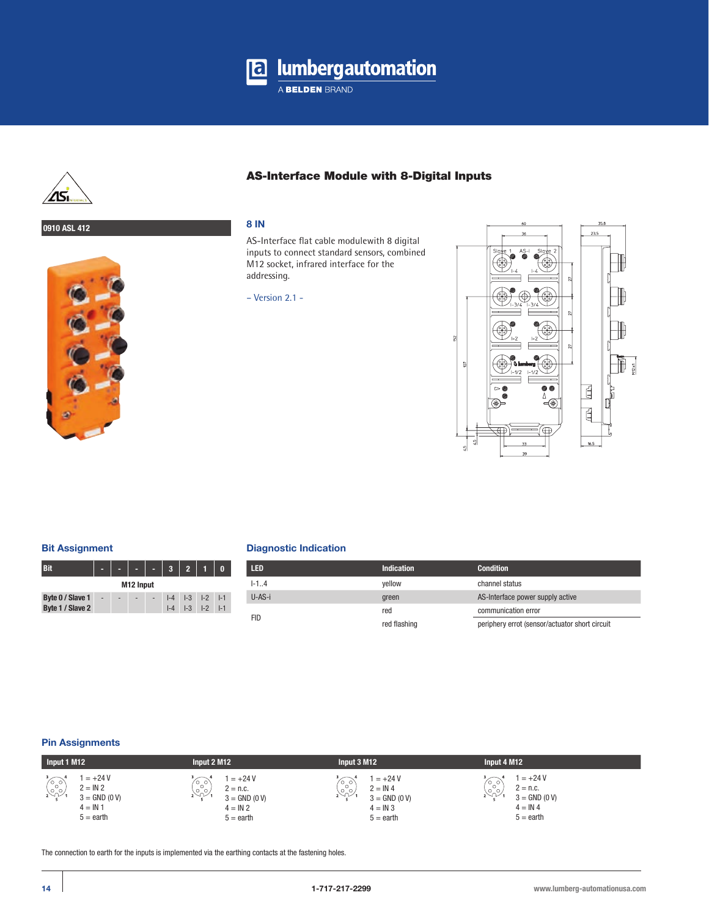# lumbergautomation

A BELDEN BRAND

## AS-Interface Module with 8-Digital Inputs

**0910 ASL 412**

### 8 IN

AS-Interface flat cable modulewith 8 digital inputs to connect standard sensors, combined M12 socket, infrared interface for the addressing.

– Version 2.1 –

### Bit Assignment

| Bit | - | - | - | - | 3 | 2 | 1 | 0 |
|---|---|---|---|---|---|---|---|---|
| | | | | | M12 Input | | | |
| Byte 0 / Slave 1 | - | - | - | - | I-4 | I-3 | I-2 | I-1 |
| Byte 1 / Slave 2 | | | | | I-4 | I-3 | I-2 | I-1 |

### Diagnostic Indication

| LED | Indication | Condition |
|---|---|---|
| I-1..4 | yellow | channel status |
| U-AS-i | green | AS-Interface power supply active |
| FID | red | communication error |
| | red flashing | periphery errot (sensor/actuator short circuit |

### Pin Assignments

| Input 1 M12 | Input 2 M12 | Input 3 M12 | Input 4 M12 |
|---|---|---|---|
| 1 = +24 V | 1 = +24 V | 1 = +24 V | 1 = +24 V |
| 2 = IN 2 | 2 = n.c. | 2 = IN 4 | 2 = n.c. |
| 3 = GND (0 V) | 3 = GND (0 V) | 3 = GND (0 V) | 3 = GND (0 V) |
| 4 = IN 1 | 4 = IN 2 | 4 = IN 3 | 4 = IN 4 |
| 5 = earth | 5 = earth | 5 = earth | 5 = earth |

The connection to earth for the inputs is implemented via the earthing contacts at the fastening holes.

1-717-217-2299

www.lumberg-automationusa.com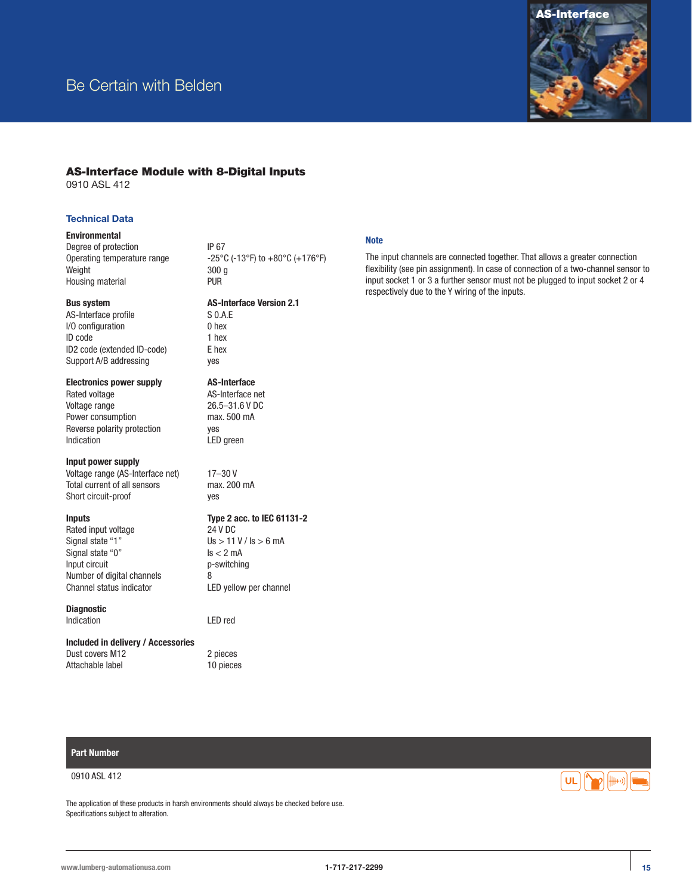Be Certain with Belden

AS-Interface

## AS-Interface Module with 8-Digital Inputs

0910 ASL 412

### Technical Data

| | |
|---|---|
| **Environmental** | |
| Degree of protection | IP 67 |
| Operating temperature range | -25°C (-13°F) to +80°C (+176°F) |
| Weight | 300 g |
| Housing material | PUR |
| **Bus system** | **AS-Interface Version 2.1** |
| AS-Interface profile | S 0.A.E |
| I/O configuration | 0 hex |
| ID code | 1 hex |
| ID2 code (extended ID-code) | E hex |
| Support A/B addressing | yes |
| **Electronics power supply** | **AS-Interface** |
| Rated voltage | AS-Interface net |
| Voltage range | 26.5–31.6 V DC |
| Power consumption | max. 500 mA |
| Reverse polarity protection | yes |
| Indication | LED green |
| **Input power supply** | |
| Voltage range (AS-Interface net) | 17–30 V |
| Total current of all sensors | max. 200 mA |
| Short circuit-proof | yes |
| **Inputs** | **Type 2 acc. to IEC 61131-2** |
| Rated input voltage | 24 V DC |
| Signal state "1" | Us > 11 V / Is > 6 mA |
| Signal state "0" | Is < 2 mA |
| Input circuit | p-switching |
| Number of digital channels | 8 |
| Channel status indicator | LED yellow per channel |
| **Diagnostic** | |
| Indication | LED red |
| **Included in delivery / Accessories** | |
| Dust covers M12 | 2 pieces |
| Attachable label | 10 pieces |

### Note

The input channels are connected together. That allows a greater connection flexibility (see pin assignment). In case of connection of a two-channel sensor to input socket 1 or 3 a further sensor must not be plugged to input socket 2 or 4 respectively due to the Y wiring of the inputs.

| Part Number |
|---|
| 0910 ASL 412 |

UL

The application of these products in harsh environments should always be checked before use.
Specifications subject to alteration.

www.lumberg-automationusa.com 1-717-217-2299